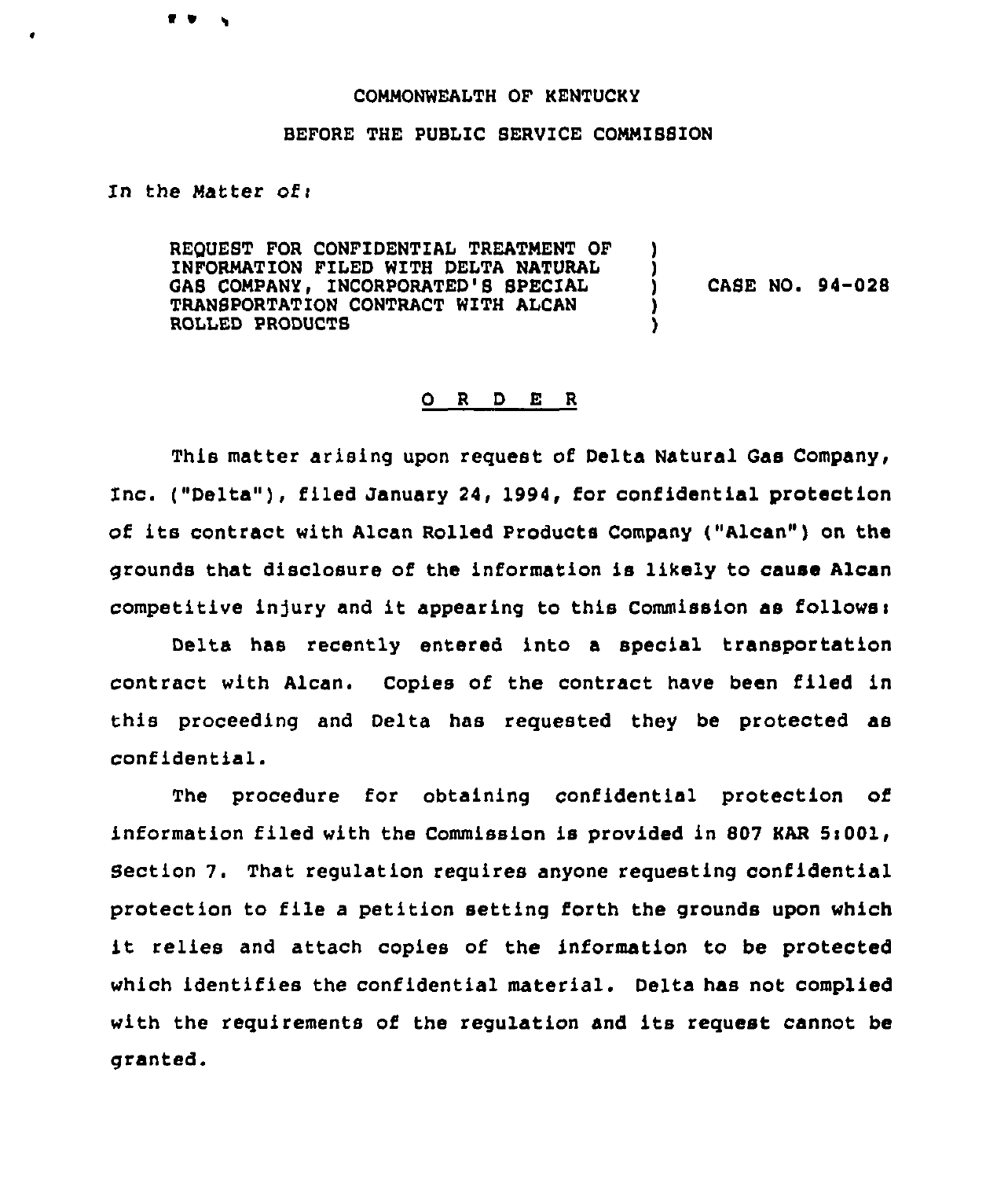COMMONWEALTH OF KENTUCKY

BEFORE THE PUBLIC SERVICE COMMISSION

In the Matter of:

| | | |
|---|---|---|
| REQUEST FOR CONFIDENTIAL TREATMENT OF INFORMATION FILED WITH DELTA NATURAL GAS COMPANY, INCORPORATED'S SPECIAL TRANSPORTATION CONTRACT WITH ALCAN ROLLED PRODUCTS | ) | CASE NO. 94-028 |

O R D E R

This matter arising upon request of Delta Natural Gas Company, Inc. ("Delta"), filed January 24, 1994, for confidential protection of its contract with Alcan Rolled Products Company ("Alcan") on the grounds that disclosure of the information is likely to cause Alcan competitive injury and it appearing to this Commission as follows:

Delta has recently entered into a special transportation contract with Alcan. Copies of the contract have been filed in this proceeding and Delta has requested they be protected as confidential.

The procedure for obtaining confidential protection of information filed with the Commission is provided in 807 KAR 5:001, Section 7. That regulation requires anyone requesting confidential protection to file a petition setting forth the grounds upon which it relies and attach copies of the information to be protected which identifies the confidential material. Delta has not complied with the requirements of the regulation and its request cannot be granted.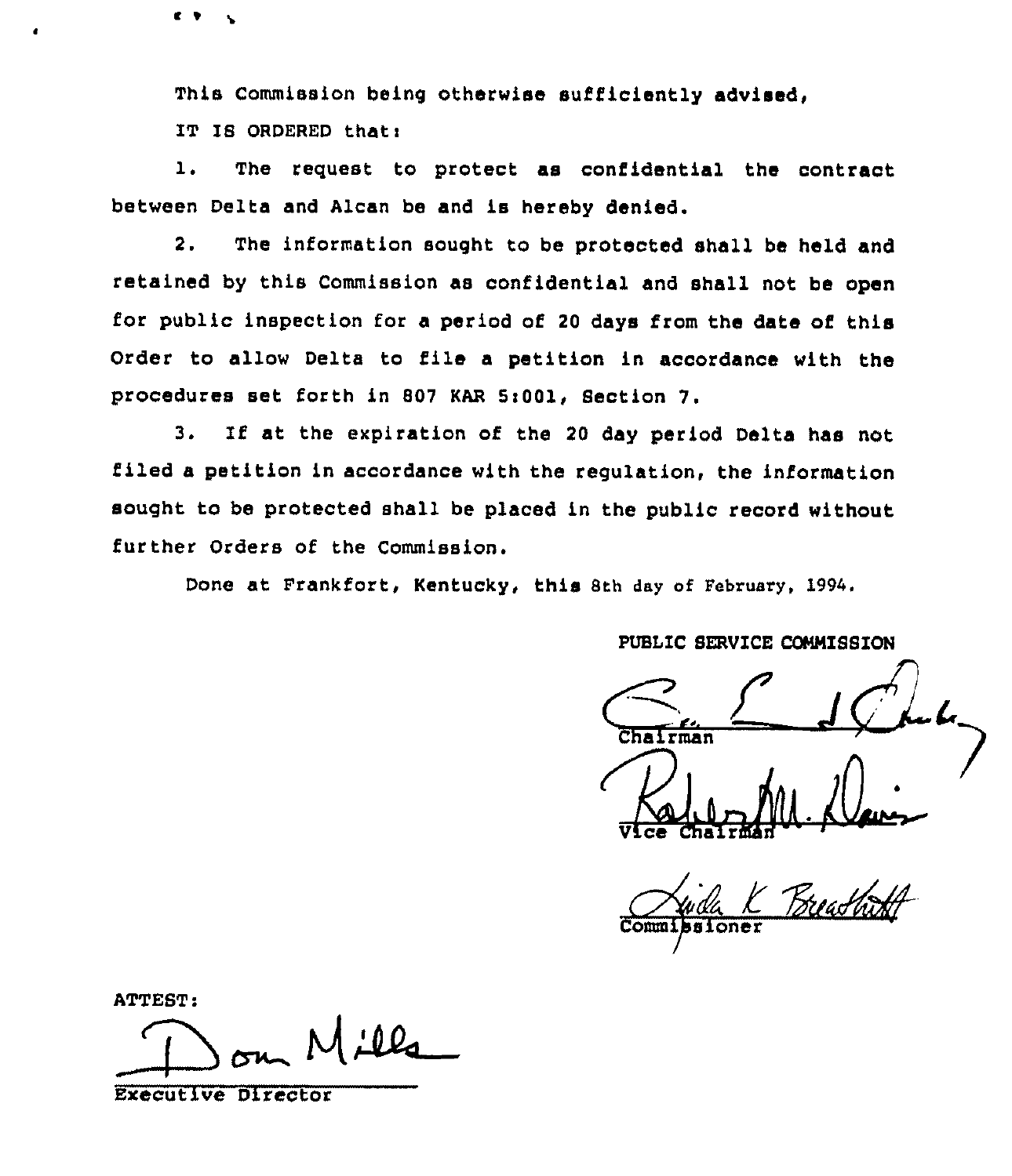This Commission being otherwise sufficiently advised,

IT IS ORDERED that:

1. The request to protect as confidential the contract between Delta and Alcan be and is hereby denied.

2. The information sought to be protected shall be held and retained by this Commission as confidential and shall not be open for public inspection for a period of 20 days from the date of this Order to allow Delta to file a petition in accordance with the procedures set forth in 807 KAR 5:001, Section 7.

3. If at the expiration of the 20 day period Delta has not filed a petition in accordance with the regulation, the information sought to be protected shall be placed in the public record without further Orders of the Commission.

Done at Frankfort, Kentucky, this 8th day of February, 1994.

PUBLIC SERVICE COMMISSION

Chairman

Vice Chairman

Commissioner

ATTEST:

Executive Director